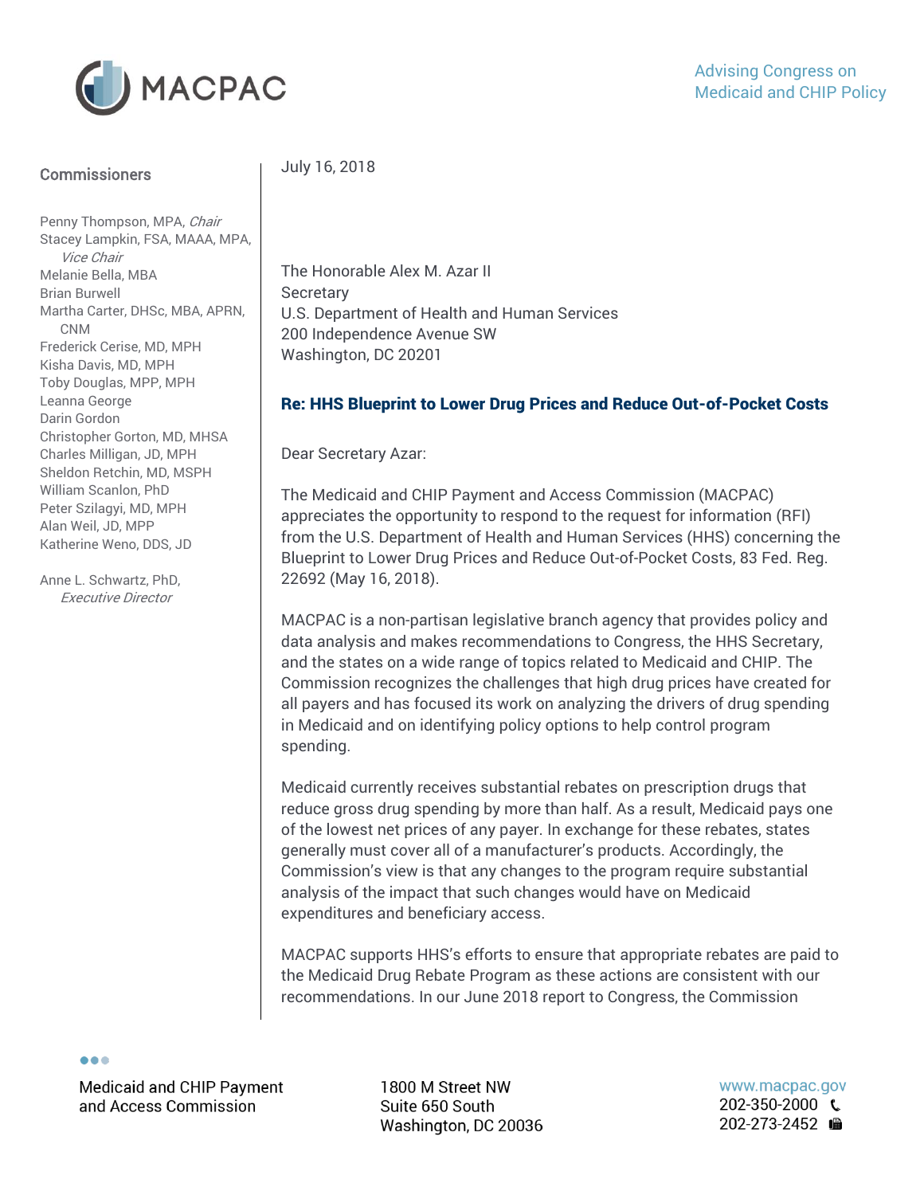# MACPAC

Advising Congress on Medicaid and CHIP Policy

**Commissioners**

Penny Thompson, MPA, *Chair*
Stacey Lampkin, FSA, MAAA, MPA, *Vice Chair*
Melanie Bella, MBA
Brian Burwell
Martha Carter, DHSc, MBA, APRN, CNM
Frederick Cerise, MD, MPH
Kisha Davis, MD, MPH
Toby Douglas, MPP, MPH
Leanna George
Darin Gordon
Christopher Gorton, MD, MHSA
Charles Milligan, JD, MPH
Sheldon Retchin, MD, MSPH
William Scanlon, PhD
Peter Szilagyi, MD, MPH
Alan Weil, JD, MPP
Katherine Weno, DDS, JD

Anne L. Schwartz, PhD, *Executive Director*

July 16, 2018

The Honorable Alex M. Azar II
Secretary
U.S. Department of Health and Human Services
200 Independence Avenue SW
Washington, DC 20201

**Re: HHS Blueprint to Lower Drug Prices and Reduce Out-of-Pocket Costs**

Dear Secretary Azar:

The Medicaid and CHIP Payment and Access Commission (MACPAC) appreciates the opportunity to respond to the request for information (RFI) from the U.S. Department of Health and Human Services (HHS) concerning the Blueprint to Lower Drug Prices and Reduce Out-of-Pocket Costs, 83 Fed. Reg. 22692 (May 16, 2018).

MACPAC is a non-partisan legislative branch agency that provides policy and data analysis and makes recommendations to Congress, the HHS Secretary, and the states on a wide range of topics related to Medicaid and CHIP. The Commission recognizes the challenges that high drug prices have created for all payers and has focused its work on analyzing the drivers of drug spending in Medicaid and on identifying policy options to help control program spending.

Medicaid currently receives substantial rebates on prescription drugs that reduce gross drug spending by more than half. As a result, Medicaid pays one of the lowest net prices of any payer. In exchange for these rebates, states generally must cover all of a manufacturer's products. Accordingly, the Commission's view is that any changes to the program require substantial analysis of the impact that such changes would have on Medicaid expenditures and beneficiary access.

MACPAC supports HHS's efforts to ensure that appropriate rebates are paid to the Medicaid Drug Rebate Program as these actions are consistent with our recommendations. In our June 2018 report to Congress, the Commission

Medicaid and CHIP Payment and Access Commission
1800 M Street NW
Suite 650 South
Washington, DC 20036
www.macpac.gov
202-350-2000
202-273-2452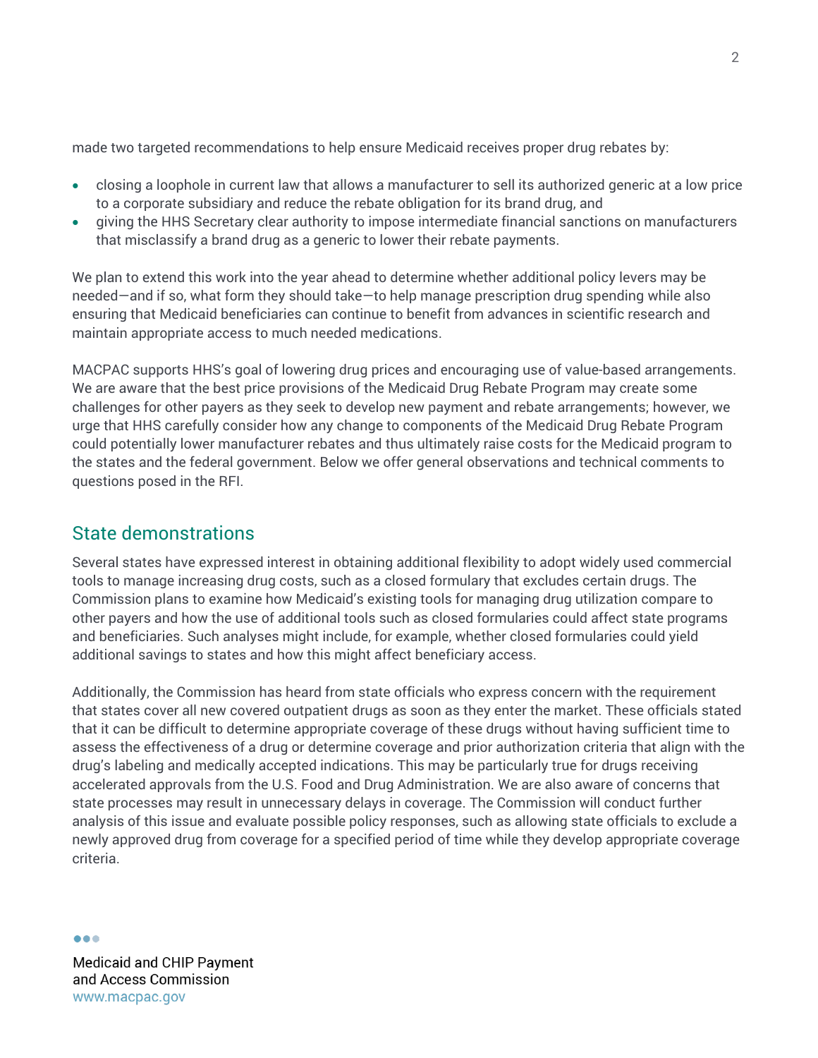made two targeted recommendations to help ensure Medicaid receives proper drug rebates by:

- closing a loophole in current law that allows a manufacturer to sell its authorized generic at a low price to a corporate subsidiary and reduce the rebate obligation for its brand drug, and
- giving the HHS Secretary clear authority to impose intermediate financial sanctions on manufacturers that misclassify a brand drug as a generic to lower their rebate payments.

We plan to extend this work into the year ahead to determine whether additional policy levers may be needed—and if so, what form they should take—to help manage prescription drug spending while also ensuring that Medicaid beneficiaries can continue to benefit from advances in scientific research and maintain appropriate access to much needed medications.

MACPAC supports HHS's goal of lowering drug prices and encouraging use of value-based arrangements. We are aware that the best price provisions of the Medicaid Drug Rebate Program may create some challenges for other payers as they seek to develop new payment and rebate arrangements; however, we urge that HHS carefully consider how any change to components of the Medicaid Drug Rebate Program could potentially lower manufacturer rebates and thus ultimately raise costs for the Medicaid program to the states and the federal government. Below we offer general observations and technical comments to questions posed in the RFI.

## State demonstrations

Several states have expressed interest in obtaining additional flexibility to adopt widely used commercial tools to manage increasing drug costs, such as a closed formulary that excludes certain drugs. The Commission plans to examine how Medicaid's existing tools for managing drug utilization compare to other payers and how the use of additional tools such as closed formularies could affect state programs and beneficiaries. Such analyses might include, for example, whether closed formularies could yield additional savings to states and how this might affect beneficiary access.

Additionally, the Commission has heard from state officials who express concern with the requirement that states cover all new covered outpatient drugs as soon as they enter the market. These officials stated that it can be difficult to determine appropriate coverage of these drugs without having sufficient time to assess the effectiveness of a drug or determine coverage and prior authorization criteria that align with the drug's labeling and medically accepted indications. This may be particularly true for drugs receiving accelerated approvals from the U.S. Food and Drug Administration. We are also aware of concerns that state processes may result in unnecessary delays in coverage. The Commission will conduct further analysis of this issue and evaluate possible policy responses, such as allowing state officials to exclude a newly approved drug from coverage for a specified period of time while they develop appropriate coverage criteria.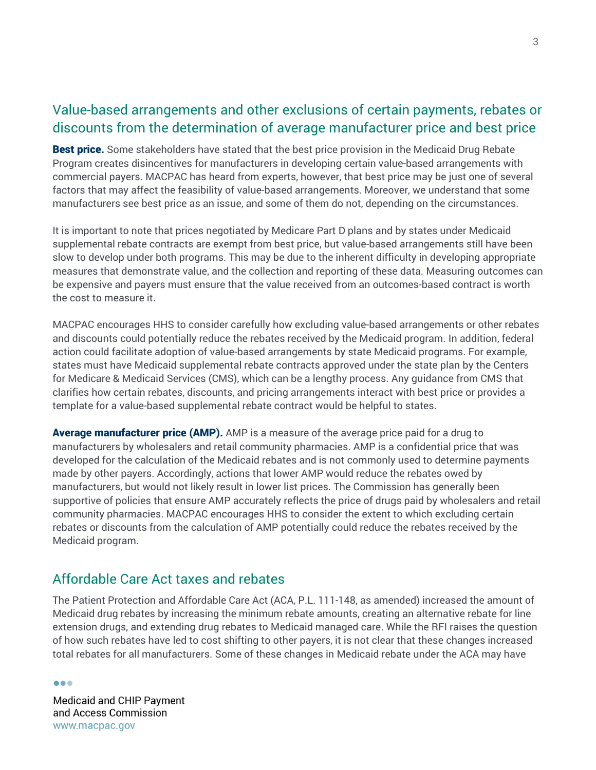## Value-based arrangements and other exclusions of certain payments, rebates or discounts from the determination of average manufacturer price and best price

**Best price.** Some stakeholders have stated that the best price provision in the Medicaid Drug Rebate Program creates disincentives for manufacturers in developing certain value-based arrangements with commercial payers. MACPAC has heard from experts, however, that best price may be just one of several factors that may affect the feasibility of value-based arrangements. Moreover, we understand that some manufacturers see best price as an issue, and some of them do not, depending on the circumstances.

It is important to note that prices negotiated by Medicare Part D plans and by states under Medicaid supplemental rebate contracts are exempt from best price, but value-based arrangements still have been slow to develop under both programs. This may be due to the inherent difficulty in developing appropriate measures that demonstrate value, and the collection and reporting of these data. Measuring outcomes can be expensive and payers must ensure that the value received from an outcomes-based contract is worth the cost to measure it.

MACPAC encourages HHS to consider carefully how excluding value-based arrangements or other rebates and discounts could potentially reduce the rebates received by the Medicaid program. In addition, federal action could facilitate adoption of value-based arrangements by state Medicaid programs. For example, states must have Medicaid supplemental rebate contracts approved under the state plan by the Centers for Medicare & Medicaid Services (CMS), which can be a lengthy process. Any guidance from CMS that clarifies how certain rebates, discounts, and pricing arrangements interact with best price or provides a template for a value-based supplemental rebate contract would be helpful to states.

**Average manufacturer price (AMP).** AMP is a measure of the average price paid for a drug to manufacturers by wholesalers and retail community pharmacies. AMP is a confidential price that was developed for the calculation of the Medicaid rebates and is not commonly used to determine payments made by other payers. Accordingly, actions that lower AMP would reduce the rebates owed by manufacturers, but would not likely result in lower list prices. The Commission has generally been supportive of policies that ensure AMP accurately reflects the price of drugs paid by wholesalers and retail community pharmacies. MACPAC encourages HHS to consider the extent to which excluding certain rebates or discounts from the calculation of AMP potentially could reduce the rebates received by the Medicaid program.

## Affordable Care Act taxes and rebates

The Patient Protection and Affordable Care Act (ACA, P.L. 111-148, as amended) increased the amount of Medicaid drug rebates by increasing the minimum rebate amounts, creating an alternative rebate for line extension drugs, and extending drug rebates to Medicaid managed care. While the RFI raises the question of how such rebates have led to cost shifting to other payers, it is not clear that these changes increased total rebates for all manufacturers. Some of these changes in Medicaid rebate under the ACA may have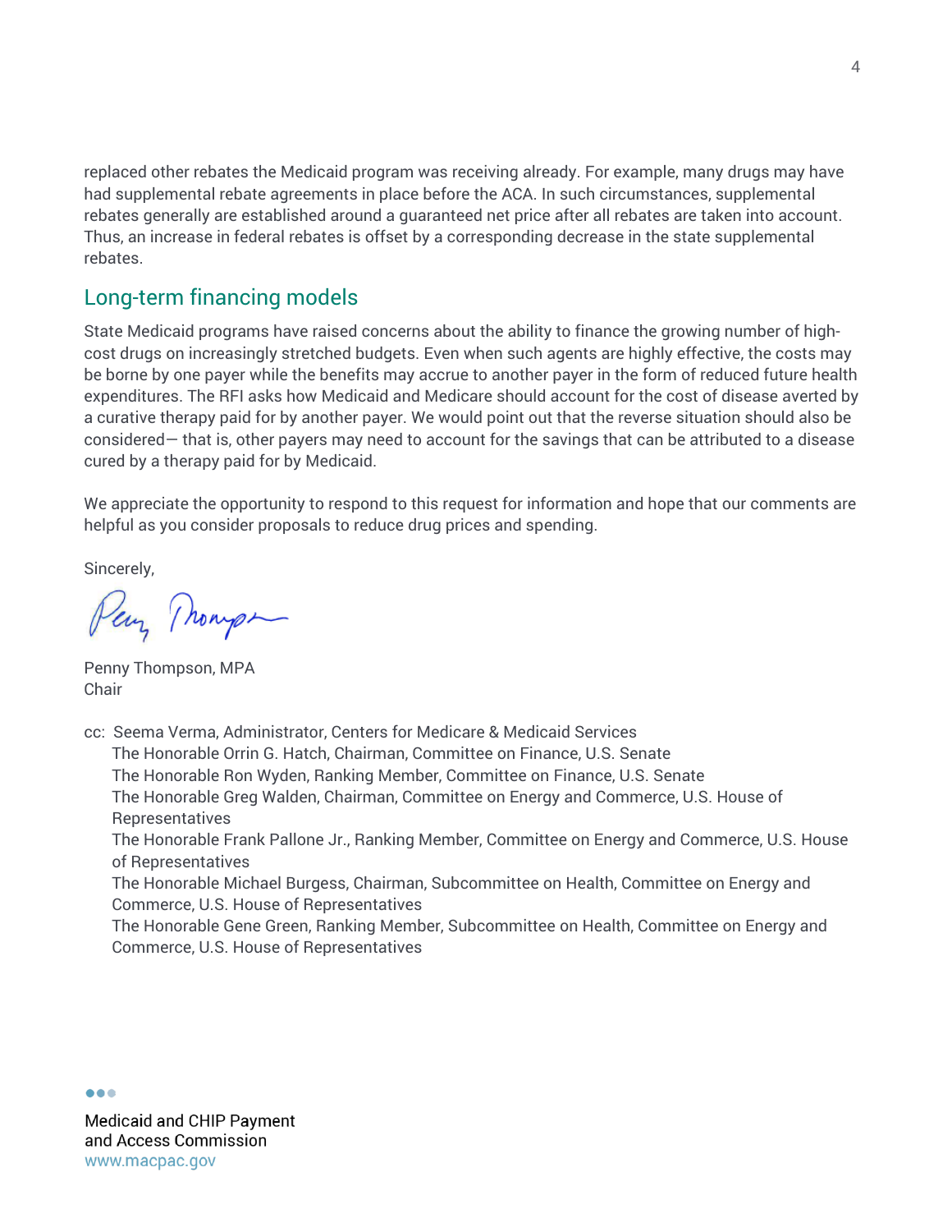replaced other rebates the Medicaid program was receiving already. For example, many drugs may have had supplemental rebate agreements in place before the ACA. In such circumstances, supplemental rebates generally are established around a guaranteed net price after all rebates are taken into account. Thus, an increase in federal rebates is offset by a corresponding decrease in the state supplemental rebates.

## Long-term financing models

State Medicaid programs have raised concerns about the ability to finance the growing number of high-cost drugs on increasingly stretched budgets. Even when such agents are highly effective, the costs may be borne by one payer while the benefits may accrue to another payer in the form of reduced future health expenditures. The RFI asks how Medicaid and Medicare should account for the cost of disease averted by a curative therapy paid for by another payer. We would point out that the reverse situation should also be considered— that is, other payers may need to account for the savings that can be attributed to a disease cured by a therapy paid for by Medicaid.

We appreciate the opportunity to respond to this request for information and hope that our comments are helpful as you consider proposals to reduce drug prices and spending.

Sincerely,

Penny Thompson, MPA
Chair

cc: Seema Verma, Administrator, Centers for Medicare & Medicaid Services
The Honorable Orrin G. Hatch, Chairman, Committee on Finance, U.S. Senate
The Honorable Ron Wyden, Ranking Member, Committee on Finance, U.S. Senate
The Honorable Greg Walden, Chairman, Committee on Energy and Commerce, U.S. House of Representatives
The Honorable Frank Pallone Jr., Ranking Member, Committee on Energy and Commerce, U.S. House of Representatives
The Honorable Michael Burgess, Chairman, Subcommittee on Health, Committee on Energy and Commerce, U.S. House of Representatives
The Honorable Gene Green, Ranking Member, Subcommittee on Health, Committee on Energy and Commerce, U.S. House of Representatives

Medicaid and CHIP Payment and Access Commission
www.macpac.gov